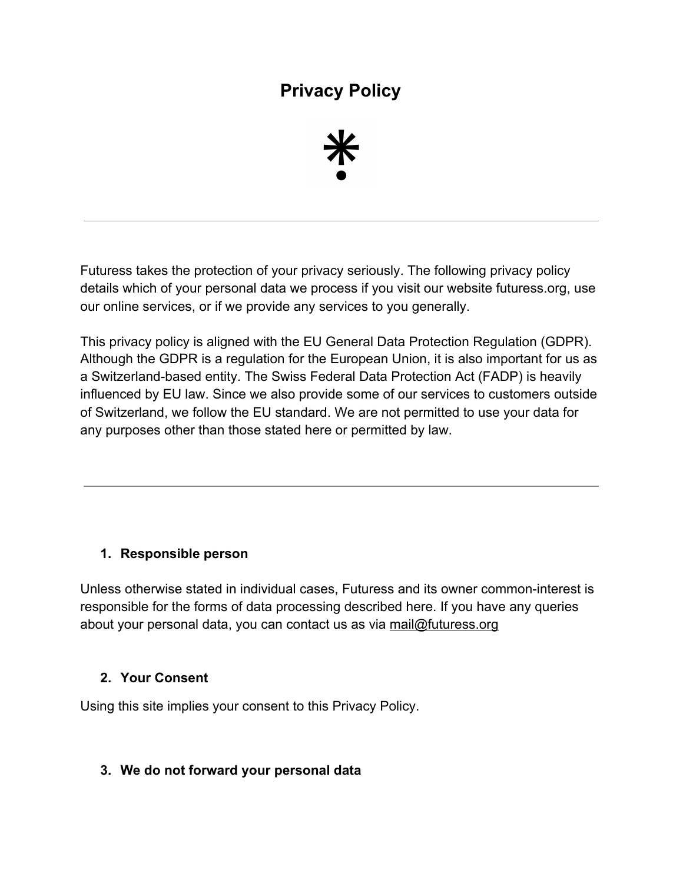# Privacy Policy

---

Futuress takes the protection of your privacy seriously. The following privacy policy details which of your personal data we process if you visit our website futuress.org, use our online services, or if we provide any services to you generally.

This privacy policy is aligned with the EU General Data Protection Regulation (GDPR). Although the GDPR is a regulation for the European Union, it is also important for us as a Switzerland-based entity. The Swiss Federal Data Protection Act (FADP) is heavily influenced by EU law. Since we also provide some of our services to customers outside of Switzerland, we follow the EU standard. We are not permitted to use your data for any purposes other than those stated here or permitted by law.

---

### 1. Responsible person

Unless otherwise stated in individual cases, Futuress and its owner common-interest is responsible for the forms of data processing described here. If you have any queries about your personal data, you can contact us as via mail@futuress.org

### 2. Your Consent

Using this site implies your consent to this Privacy Policy.

### 3. We do not forward your personal data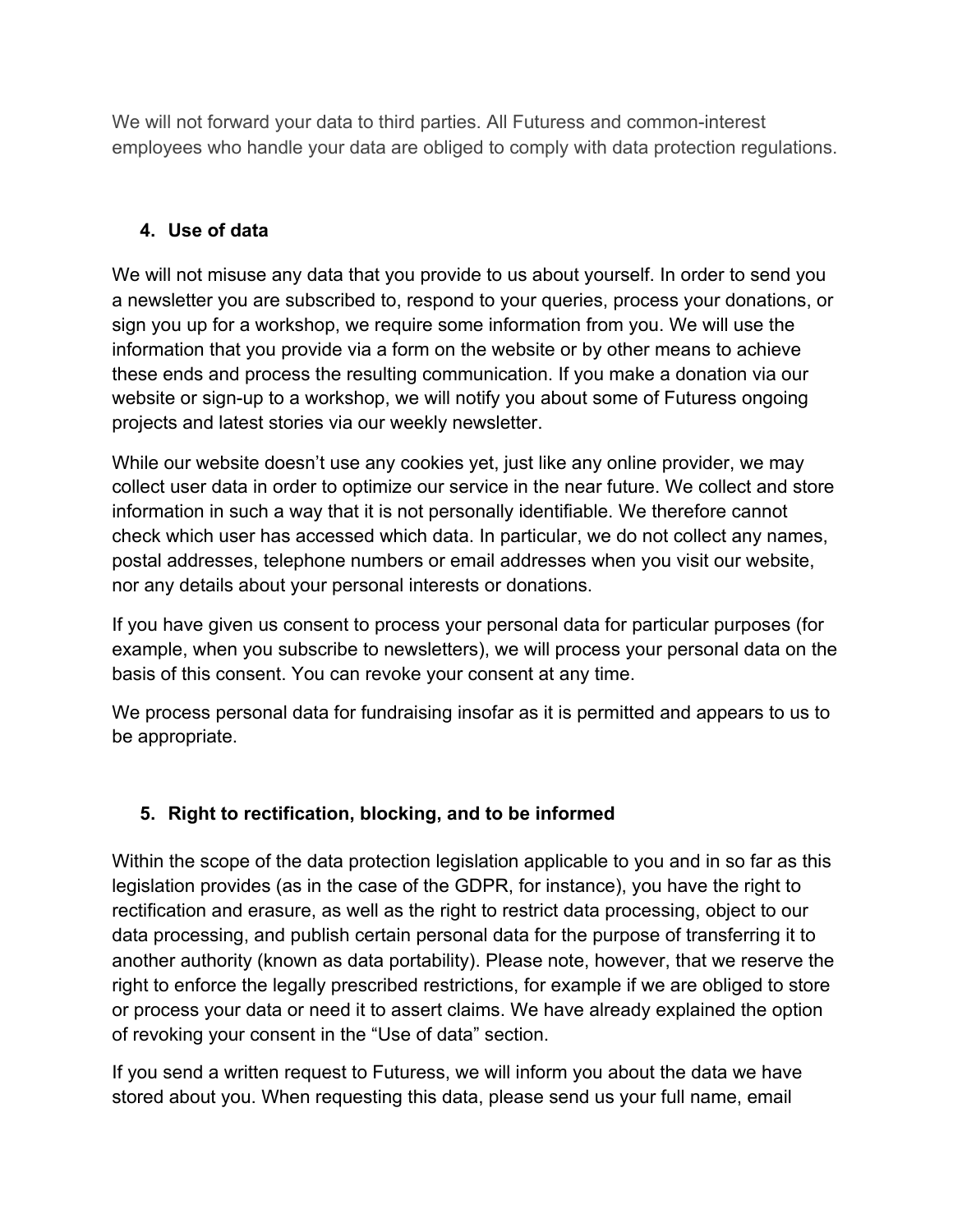We will not forward your data to third parties. All Futuress and common-interest employees who handle your data are obliged to comply with data protection regulations.

## 4. Use of data

We will not misuse any data that you provide to us about yourself. In order to send you a newsletter you are subscribed to, respond to your queries, process your donations, or sign you up for a workshop, we require some information from you. We will use the information that you provide via a form on the website or by other means to achieve these ends and process the resulting communication. If you make a donation via our website or sign-up to a workshop, we will notify you about some of Futuress ongoing projects and latest stories via our weekly newsletter.

While our website doesn't use any cookies yet, just like any online provider, we may collect user data in order to optimize our service in the near future. We collect and store information in such a way that it is not personally identifiable. We therefore cannot check which user has accessed which data. In particular, we do not collect any names, postal addresses, telephone numbers or email addresses when you visit our website, nor any details about your personal interests or donations.

If you have given us consent to process your personal data for particular purposes (for example, when you subscribe to newsletters), we will process your personal data on the basis of this consent. You can revoke your consent at any time.

We process personal data for fundraising insofar as it is permitted and appears to us to be appropriate.

## 5. Right to rectification, blocking, and to be informed

Within the scope of the data protection legislation applicable to you and in so far as this legislation provides (as in the case of the GDPR, for instance), you have the right to rectification and erasure, as well as the right to restrict data processing, object to our data processing, and publish certain personal data for the purpose of transferring it to another authority (known as data portability). Please note, however, that we reserve the right to enforce the legally prescribed restrictions, for example if we are obliged to store or process your data or need it to assert claims. We have already explained the option of revoking your consent in the "Use of data" section.

If you send a written request to Futuress, we will inform you about the data we have stored about you. When requesting this data, please send us your full name, email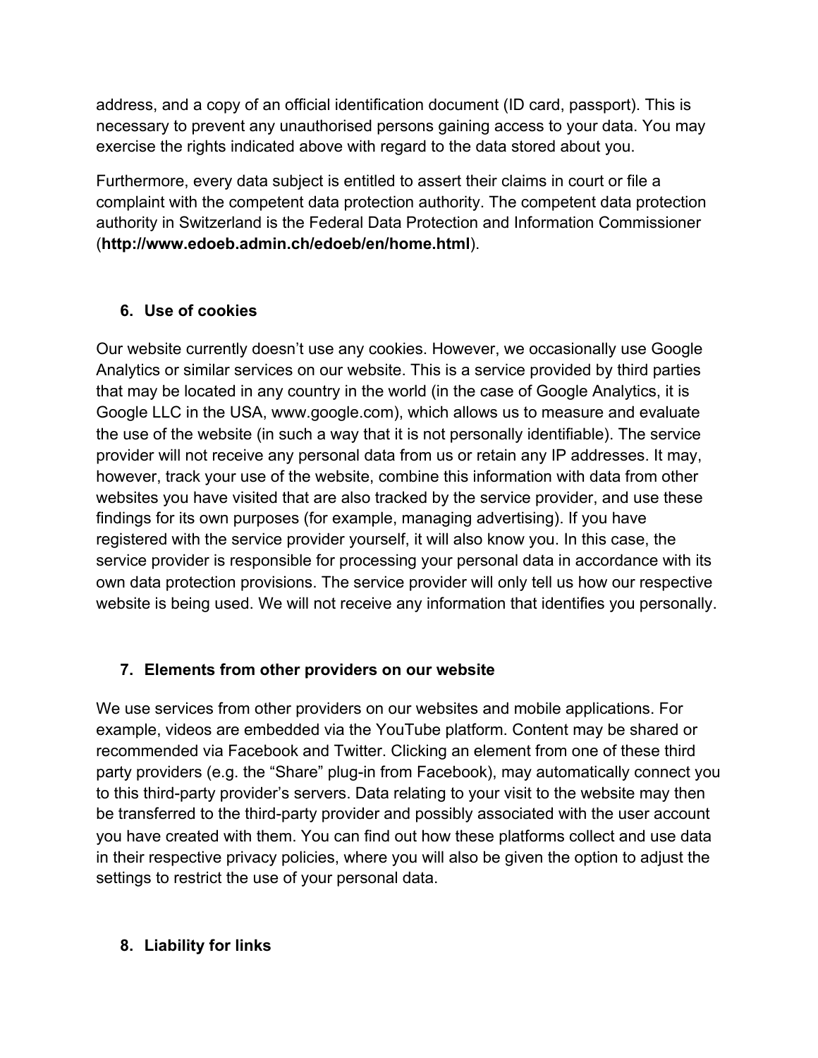address, and a copy of an official identification document (ID card, passport). This is necessary to prevent any unauthorised persons gaining access to your data. You may exercise the rights indicated above with regard to the data stored about you.

Furthermore, every data subject is entitled to assert their claims in court or file a complaint with the competent data protection authority. The competent data protection authority in Switzerland is the Federal Data Protection and Information Commissioner (**http://www.edoeb.admin.ch/edoeb/en/home.html**).

## 6. Use of cookies

Our website currently doesn't use any cookies. However, we occasionally use Google Analytics or similar services on our website. This is a service provided by third parties that may be located in any country in the world (in the case of Google Analytics, it is Google LLC in the USA, www.google.com), which allows us to measure and evaluate the use of the website (in such a way that it is not personally identifiable). The service provider will not receive any personal data from us or retain any IP addresses. It may, however, track your use of the website, combine this information with data from other websites you have visited that are also tracked by the service provider, and use these findings for its own purposes (for example, managing advertising). If you have registered with the service provider yourself, it will also know you. In this case, the service provider is responsible for processing your personal data in accordance with its own data protection provisions. The service provider will only tell us how our respective website is being used. We will not receive any information that identifies you personally.

## 7. Elements from other providers on our website

We use services from other providers on our websites and mobile applications. For example, videos are embedded via the YouTube platform. Content may be shared or recommended via Facebook and Twitter. Clicking an element from one of these third party providers (e.g. the "Share" plug-in from Facebook), may automatically connect you to this third-party provider's servers. Data relating to your visit to the website may then be transferred to the third-party provider and possibly associated with the user account you have created with them. You can find out how these platforms collect and use data in their respective privacy policies, where you will also be given the option to adjust the settings to restrict the use of your personal data.

## 8. Liability for links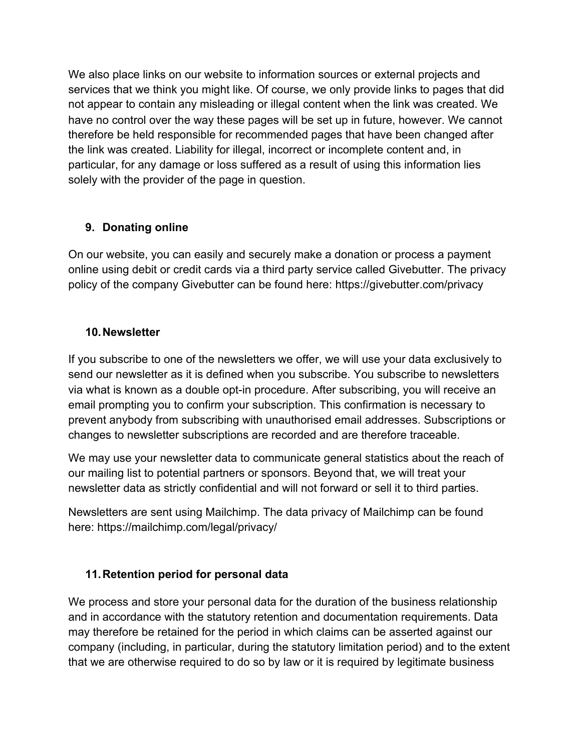We also place links on our website to information sources or external projects and services that we think you might like. Of course, we only provide links to pages that did not appear to contain any misleading or illegal content when the link was created. We have no control over the way these pages will be set up in future, however. We cannot therefore be held responsible for recommended pages that have been changed after the link was created. Liability for illegal, incorrect or incomplete content and, in particular, for any damage or loss suffered as a result of using this information lies solely with the provider of the page in question.

## 9. Donating online

On our website, you can easily and securely make a donation or process a payment online using debit or credit cards via a third party service called Givebutter. The privacy policy of the company Givebutter can be found here: https://givebutter.com/privacy

## 10. Newsletter

If you subscribe to one of the newsletters we offer, we will use your data exclusively to send our newsletter as it is defined when you subscribe. You subscribe to newsletters via what is known as a double opt-in procedure. After subscribing, you will receive an email prompting you to confirm your subscription. This confirmation is necessary to prevent anybody from subscribing with unauthorised email addresses. Subscriptions or changes to newsletter subscriptions are recorded and are therefore traceable.

We may use your newsletter data to communicate general statistics about the reach of our mailing list to potential partners or sponsors. Beyond that, we will treat your newsletter data as strictly confidential and will not forward or sell it to third parties.

Newsletters are sent using Mailchimp. The data privacy of Mailchimp can be found here: https://mailchimp.com/legal/privacy/

## 11. Retention period for personal data

We process and store your personal data for the duration of the business relationship and in accordance with the statutory retention and documentation requirements. Data may therefore be retained for the period in which claims can be asserted against our company (including, in particular, during the statutory limitation period) and to the extent that we are otherwise required to do so by law or it is required by legitimate business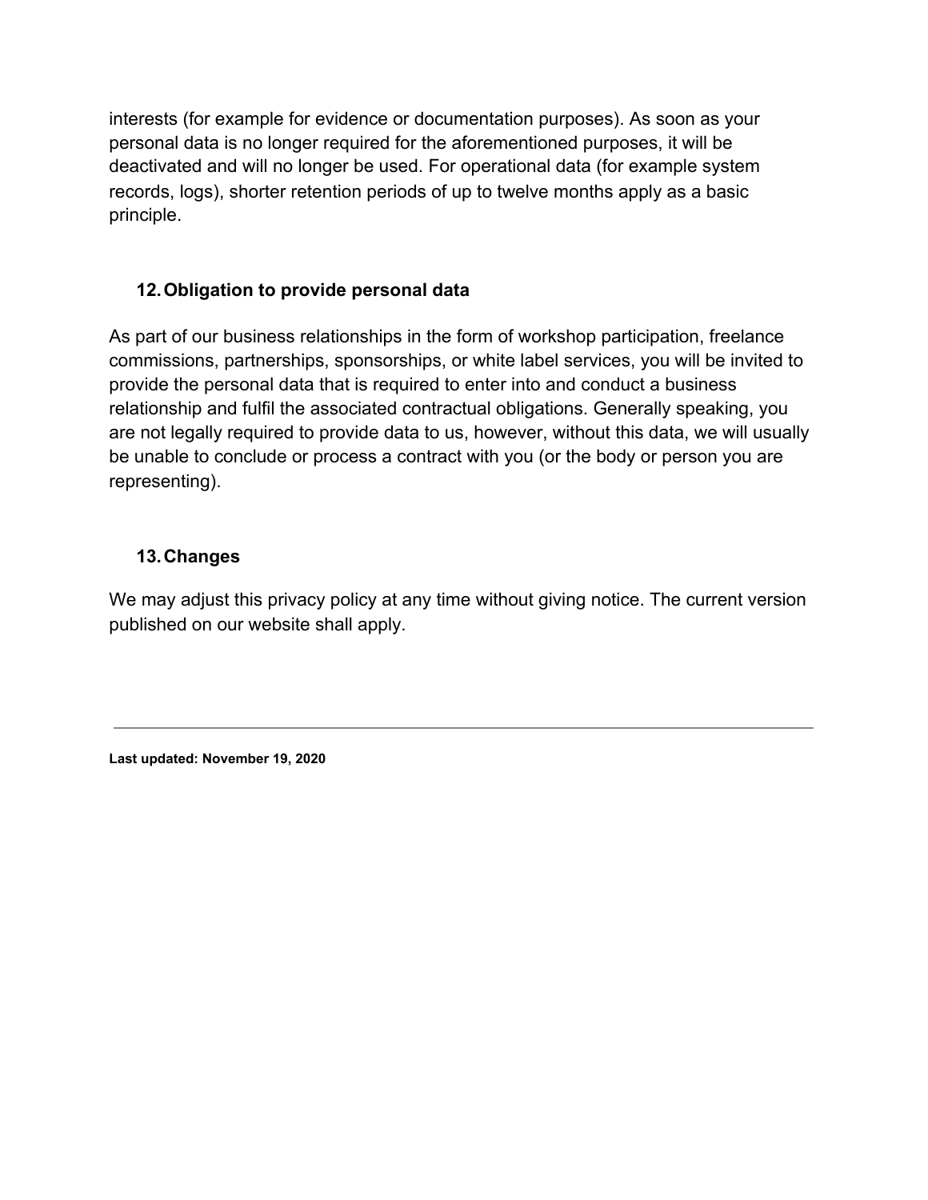interests (for example for evidence or documentation purposes). As soon as your personal data is no longer required for the aforementioned purposes, it will be deactivated and will no longer be used. For operational data (for example system records, logs), shorter retention periods of up to twelve months apply as a basic principle.

## 12. Obligation to provide personal data

As part of our business relationships in the form of workshop participation, freelance commissions, partnerships, sponsorships, or white label services, you will be invited to provide the personal data that is required to enter into and conduct a business relationship and fulfil the associated contractual obligations. Generally speaking, you are not legally required to provide data to us, however, without this data, we will usually be unable to conclude or process a contract with you (or the body or person you are representing).

## 13. Changes

We may adjust this privacy policy at any time without giving notice. The current version published on our website shall apply.

---

**Last updated: November 19, 2020**